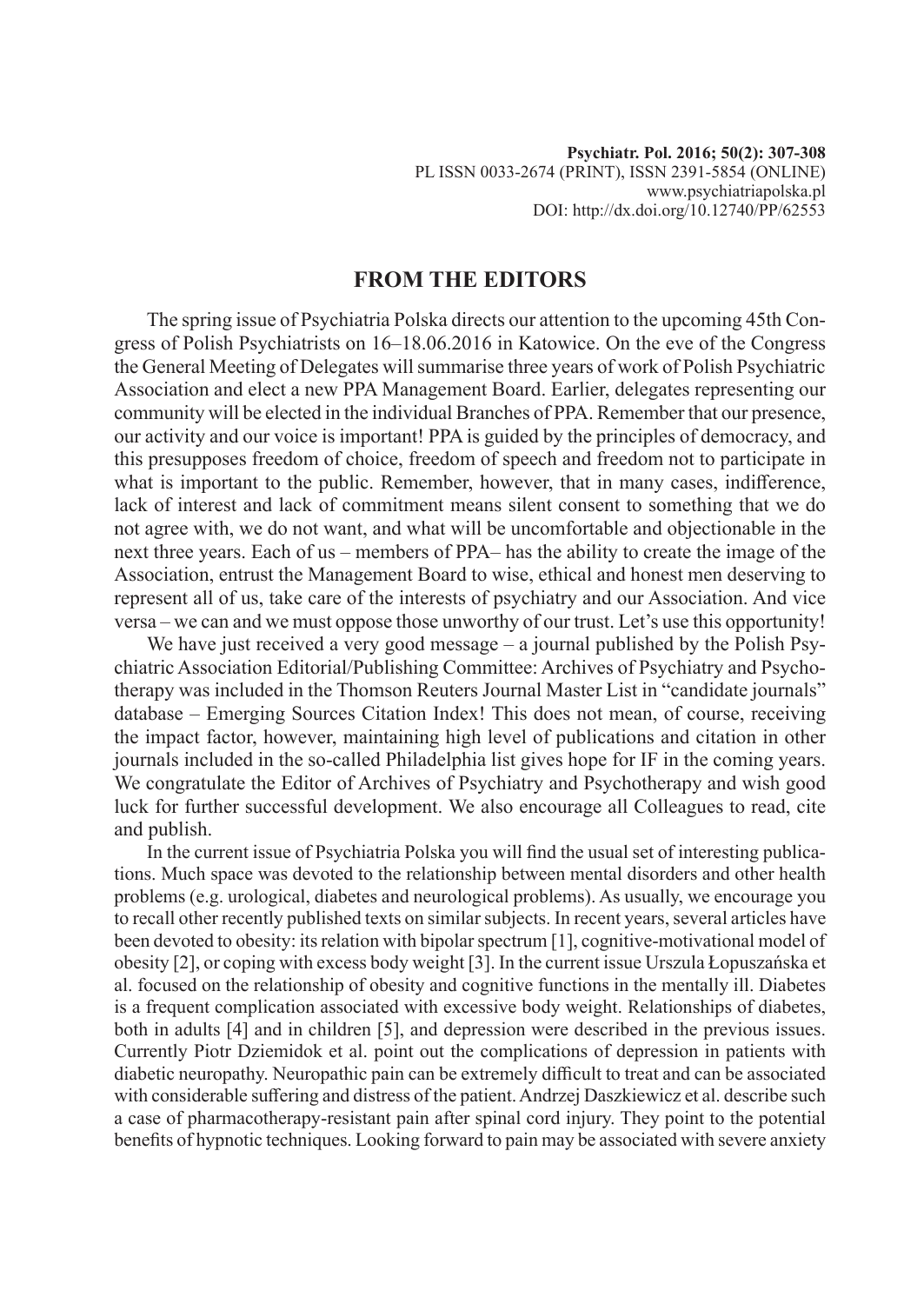# FROM THE EDITORS

The spring issue of Psychiatria Polska directs our attention to the upcoming 45th Congress of Polish Psychiatrists on 16–18.06.2016 in Katowice. On the eve of the Congress the General Meeting of Delegates will summarise three years of work of Polish Psychiatric Association and elect a new PPA Management Board. Earlier, delegates representing our community will be elected in the individual Branches of PPA. Remember that our presence, our activity and our voice is important! PPA is guided by the principles of democracy, and this presupposes freedom of choice, freedom of speech and freedom not to participate in what is important to the public. Remember, however, that in many cases, indifference, lack of interest and lack of commitment means silent consent to something that we do not agree with, we do not want, and what will be uncomfortable and objectionable in the next three years. Each of us – members of PPA– has the ability to create the image of the Association, entrust the Management Board to wise, ethical and honest men deserving to represent all of us, take care of the interests of psychiatry and our Association. And vice versa – we can and we must oppose those unworthy of our trust. Let's use this opportunity!

We have just received a very good message – a journal published by the Polish Psychiatric Association Editorial/Publishing Committee: Archives of Psychiatry and Psychotherapy was included in the Thomson Reuters Journal Master List in "candidate journals" database – Emerging Sources Citation Index! This does not mean, of course, receiving the impact factor, however, maintaining high level of publications and citation in other journals included in the so-called Philadelphia list gives hope for IF in the coming years. We congratulate the Editor of Archives of Psychiatry and Psychotherapy and wish good luck for further successful development. We also encourage all Colleagues to read, cite and publish.

In the current issue of Psychiatria Polska you will find the usual set of interesting publications. Much space was devoted to the relationship between mental disorders and other health problems (e.g. urological, diabetes and neurological problems). As usually, we encourage you to recall other recently published texts on similar subjects. In recent years, several articles have been devoted to obesity: its relation with bipolar spectrum [1], cognitive-motivational model of obesity [2], or coping with excess body weight [3]. In the current issue Urszula Łopuszańska et al. focused on the relationship of obesity and cognitive functions in the mentally ill. Diabetes is a frequent complication associated with excessive body weight. Relationships of diabetes, both in adults [4] and in children [5], and depression were described in the previous issues. Currently Piotr Dziemidok et al. point out the complications of depression in patients with diabetic neuropathy. Neuropathic pain can be extremely difficult to treat and can be associated with considerable suffering and distress of the patient. Andrzej Daszkiewicz et al. describe such a case of pharmacotherapy-resistant pain after spinal cord injury. They point to the potential benefits of hypnotic techniques. Looking forward to pain may be associated with severe anxiety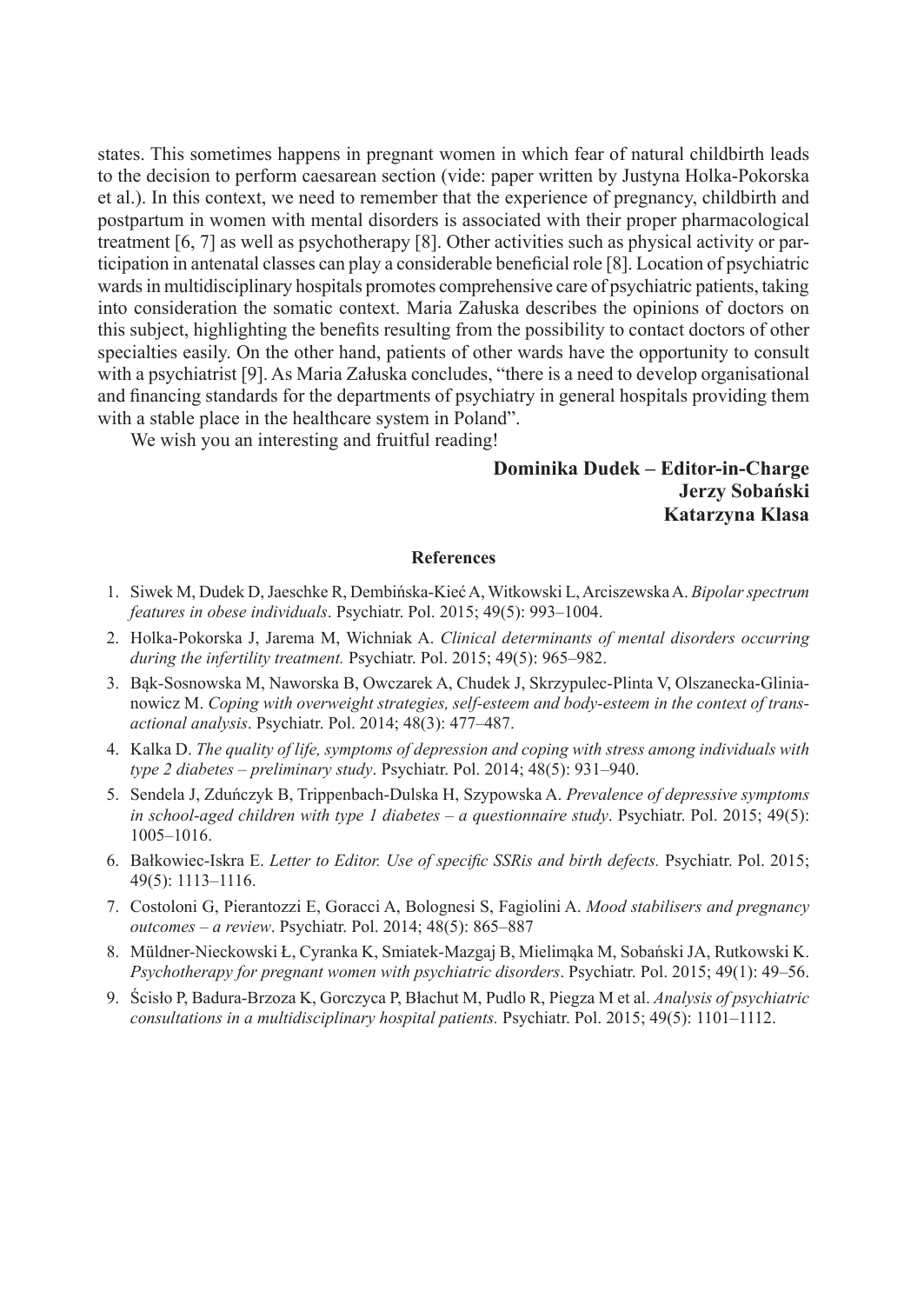states. This sometimes happens in pregnant women in which fear of natural childbirth leads to the decision to perform caesarean section (vide: paper written by Justyna Holka-Pokorska et al.). In this context, we need to remember that the experience of pregnancy, childbirth and postpartum in women with mental disorders is associated with their proper pharmacological treatment [6, 7] as well as psychotherapy [8]. Other activities such as physical activity or participation in antenatal classes can play a considerable beneficial role [8]. Location of psychiatric wards in multidisciplinary hospitals promotes comprehensive care of psychiatric patients, taking into consideration the somatic context. Maria Załuska describes the opinions of doctors on this subject, highlighting the benefits resulting from the possibility to contact doctors of other specialties easily. On the other hand, patients of other wards have the opportunity to consult with a psychiatrist [9]. As Maria Załuska concludes, "there is a need to develop organisational and financing standards for the departments of psychiatry in general hospitals providing them with a stable place in the healthcare system in Poland".

We wish you an interesting and fruitful reading!

**Dominika Dudek – Editor-in-Charge**
**Jerzy Sobański**
**Katarzyna Klasa**

## References

1. Siwek M, Dudek D, Jaeschke R, Dembińska-Kieć A, Witkowski L, Arciszewska A. *Bipolar spectrum features in obese individuals*. Psychiatr. Pol. 2015; 49(5): 993–1004.
2. Holka-Pokorska J, Jarema M, Wichniak A. *Clinical determinants of mental disorders occurring during the infertility treatment.* Psychiatr. Pol. 2015; 49(5): 965–982.
3. Bąk-Sosnowska M, Naworska B, Owczarek A, Chudek J, Skrzypulec-Plinta V, Olszanecka-Glinianowicz M. *Coping with overweight strategies, self-esteem and body-esteem in the context of transactional analysis*. Psychiatr. Pol. 2014; 48(3): 477–487.
4. Kalka D. *The quality of life, symptoms of depression and coping with stress among individuals with type 2 diabetes – preliminary study*. Psychiatr. Pol. 2014; 48(5): 931–940.
5. Sendela J, Zduńczyk B, Trippenbach-Dulska H, Szypowska A. *Prevalence of depressive symptoms in school-aged children with type 1 diabetes – a questionnaire study*. Psychiatr. Pol. 2015; 49(5): 1005–1016.
6. Bałkowiec-Iskra E. *Letter to Editor. Use of specific SSRis and birth defects.* Psychiatr. Pol. 2015; 49(5): 1113–1116.
7. Costoloni G, Pierantozzi E, Goracci A, Bolognesi S, Fagiolini A. *Mood stabilisers and pregnancy outcomes – a review*. Psychiatr. Pol. 2014; 48(5): 865–887
8. Müldner-Nieckowski Ł, Cyranka K, Smiatek-Mazgaj B, Mielimąka M, Sobański JA, Rutkowski K. *Psychotherapy for pregnant women with psychiatric disorders*. Psychiatr. Pol. 2015; 49(1): 49–56.
9. Ścisło P, Badura-Brzoza K, Gorczyca P, Błachut M, Pudlo R, Piegza M et al. *Analysis of psychiatric consultations in a multidisciplinary hospital patients.* Psychiatr. Pol. 2015; 49(5): 1101–1112.